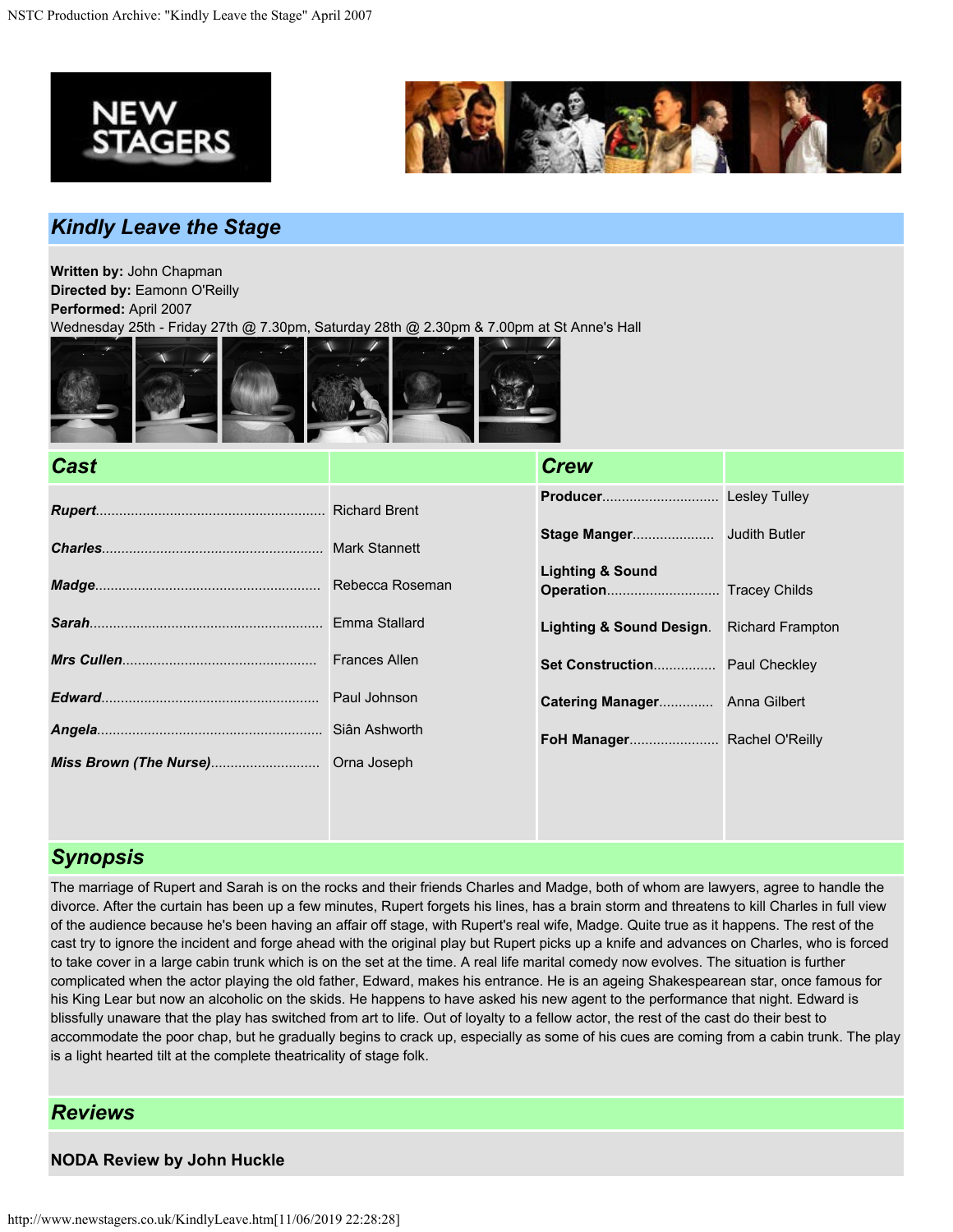## Kindly Leave the Stage

**Written by:** John Chapman
**Directed by:** Eamonn O'Reilly
**Performed:** April 2007
Wednesday 25th - Friday 27th @ 7.30pm, Saturday 28th @ 2.30pm & 7.00pm at St Anne's Hall

### Cast

| Role | Actor |
|---|---|
| *Rupert* | Richard Brent |
| *Charles* | Mark Stannett |
| *Madge* | Rebecca Roseman |
| *Sarah* | Emma Stallard |
| *Mrs Cullen* | Frances Allen |
| *Edward* | Paul Johnson |
| *Angela* | Siân Ashworth |
| *Miss Brown (The Nurse)* | Orna Joseph |

### Crew

| Role | Name |
|---|---|
| **Producer** | Lesley Tulley |
| **Stage Manger** | Judith Butler |
| **Lighting & Sound Operation** | Tracey Childs |
| **Lighting & Sound Design** | Richard Frampton |
| **Set Construction** | Paul Checkley |
| **Catering Manager** | Anna Gilbert |
| **FoH Manager** | Rachel O'Reilly |

### Synopsis

The marriage of Rupert and Sarah is on the rocks and their friends Charles and Madge, both of whom are lawyers, agree to handle the divorce. After the curtain has been up a few minutes, Rupert forgets his lines, has a brain storm and threatens to kill Charles in full view of the audience because he's been having an affair off stage, with Rupert's real wife, Madge. Quite true as it happens. The rest of the cast try to ignore the incident and forge ahead with the original play but Rupert picks up a knife and advances on Charles, who is forced to take cover in a large cabin trunk which is on the set at the time. A real life marital comedy now evolves. The situation is further complicated when the actor playing the old father, Edward, makes his entrance. He is an ageing Shakespearean star, once famous for his King Lear but now an alcoholic on the skids. He happens to have asked his new agent to the performance that night. Edward is blissfully unaware that the play has switched from art to life. Out of loyalty to a fellow actor, the rest of the cast do their best to accommodate the poor chap, but he gradually begins to crack up, especially as some of his cues are coming from a cabin trunk. The play is a light hearted tilt at the complete theatricality of stage folk.

### Reviews

**NODA Review by John Huckle**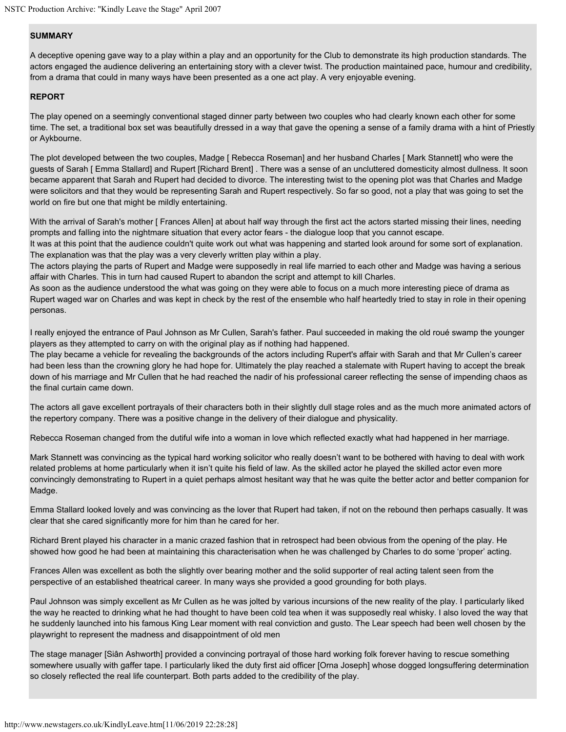**SUMMARY**

A deceptive opening gave way to a play within a play and an opportunity for the Club to demonstrate its high production standards. The actors engaged the audience delivering an entertaining story with a clever twist. The production maintained pace, humour and credibility, from a drama that could in many ways have been presented as a one act play. A very enjoyable evening.

**REPORT**

The play opened on a seemingly conventional staged dinner party between two couples who had clearly known each other for some time. The set, a traditional box set was beautifully dressed in a way that gave the opening a sense of a family drama with a hint of Priestly or Aykbourne.

The plot developed between the two couples, Madge [ Rebecca Roseman] and her husband Charles [ Mark Stannett] who were the guests of Sarah [ Emma Stallard] and Rupert [Richard Brent] . There was a sense of an uncluttered domesticity almost dullness. It soon became apparent that Sarah and Rupert had decided to divorce. The interesting twist to the opening plot was that Charles and Madge were solicitors and that they would be representing Sarah and Rupert respectively. So far so good, not a play that was going to set the world on fire but one that might be mildly entertaining.

With the arrival of Sarah's mother [ Frances Allen] at about half way through the first act the actors started missing their lines, needing prompts and falling into the nightmare situation that every actor fears - the dialogue loop that you cannot escape.
It was at this point that the audience couldn't quite work out what was happening and started look around for some sort of explanation.
The explanation was that the play was a very cleverly written play within a play.
The actors playing the parts of Rupert and Madge were supposedly in real life married to each other and Madge was having a serious affair with Charles. This in turn had caused Rupert to abandon the script and attempt to kill Charles.
As soon as the audience understood the what was going on they were able to focus on a much more interesting piece of drama as Rupert waged war on Charles and was kept in check by the rest of the ensemble who half heartedly tried to stay in role in their opening personas.

I really enjoyed the entrance of Paul Johnson as Mr Cullen, Sarah's father. Paul succeeded in making the old roué swamp the younger players as they attempted to carry on with the original play as if nothing had happened.
The play became a vehicle for revealing the backgrounds of the actors including Rupert's affair with Sarah and that Mr Cullen's career had been less than the crowning glory he had hope for. Ultimately the play reached a stalemate with Rupert having to accept the break down of his marriage and Mr Cullen that he had reached the nadir of his professional career reflecting the sense of impending chaos as the final curtain came down.

The actors all gave excellent portrayals of their characters both in their slightly dull stage roles and as the much more animated actors of the repertory company. There was a positive change in the delivery of their dialogue and physicality.

Rebecca Roseman changed from the dutiful wife into a woman in love which reflected exactly what had happened in her marriage.

Mark Stannett was convincing as the typical hard working solicitor who really doesn't want to be bothered with having to deal with work related problems at home particularly when it isn't quite his field of law. As the skilled actor he played the skilled actor even more convincingly demonstrating to Rupert in a quiet perhaps almost hesitant way that he was quite the better actor and better companion for Madge.

Emma Stallard looked lovely and was convincing as the lover that Rupert had taken, if not on the rebound then perhaps casually. It was clear that she cared significantly more for him than he cared for her.

Richard Brent played his character in a manic crazed fashion that in retrospect had been obvious from the opening of the play. He showed how good he had been at maintaining this characterisation when he was challenged by Charles to do some 'proper' acting.

Frances Allen was excellent as both the slightly over bearing mother and the solid supporter of real acting talent seen from the perspective of an established theatrical career. In many ways she provided a good grounding for both plays.

Paul Johnson was simply excellent as Mr Cullen as he was jolted by various incursions of the new reality of the play. I particularly liked the way he reacted to drinking what he had thought to have been cold tea when it was supposedly real whisky. I also loved the way that he suddenly launched into his famous King Lear moment with real conviction and gusto. The Lear speech had been well chosen by the playwright to represent the madness and disappointment of old men

The stage manager [Siân Ashworth] provided a convincing portrayal of those hard working folk forever having to rescue something somewhere usually with gaffer tape. I particularly liked the duty first aid officer [Orna Joseph] whose dogged longsuffering determination so closely reflected the real life counterpart. Both parts added to the credibility of the play.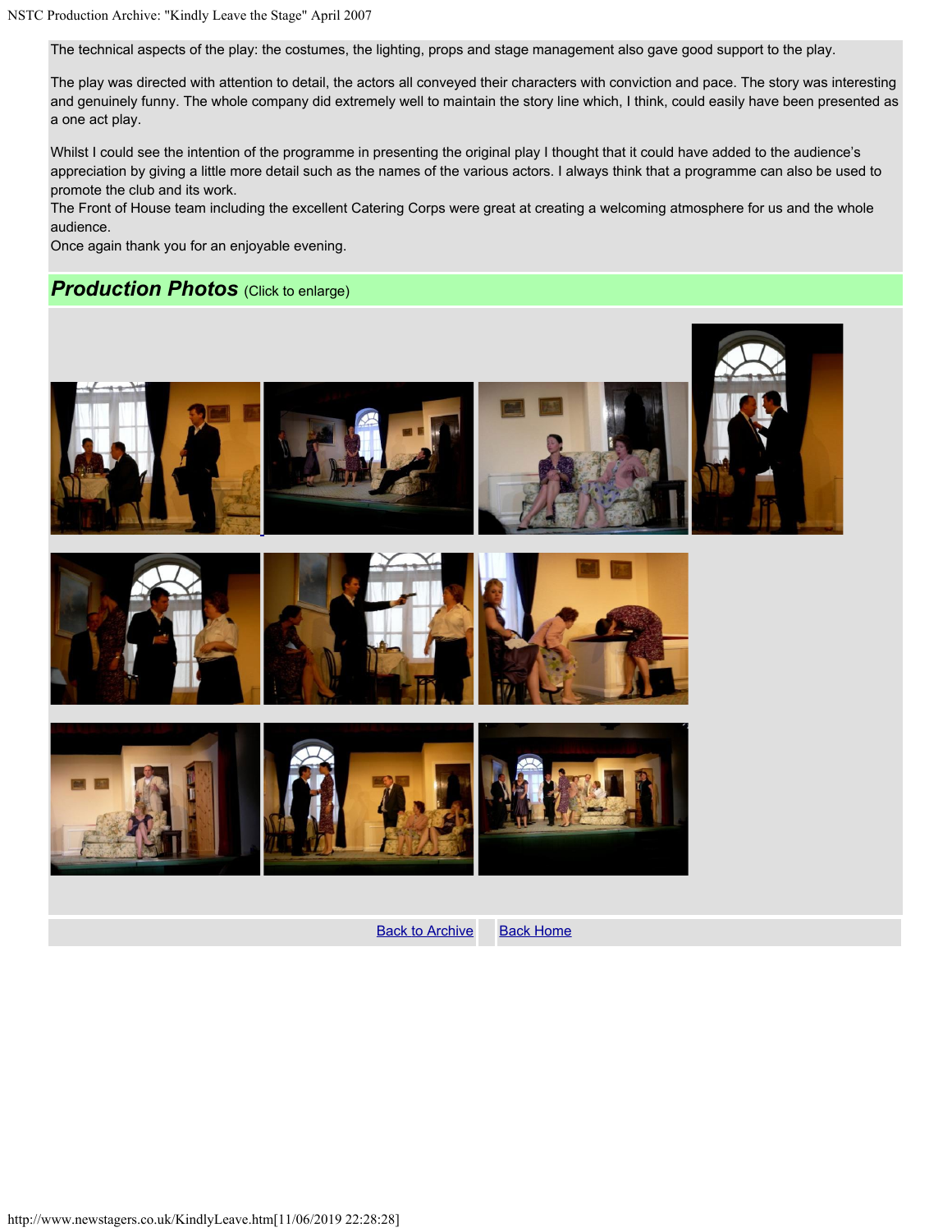The technical aspects of the play: the costumes, the lighting, props and stage management also gave good support to the play.

The play was directed with attention to detail, the actors all conveyed their characters with conviction and pace. The story was interesting and genuinely funny. The whole company did extremely well to maintain the story line which, I think, could easily have been presented as a one act play.

Whilst I could see the intention of the programme in presenting the original play I thought that it could have added to the audience's appreciation by giving a little more detail such as the names of the various actors. I always think that a programme can also be used to promote the club and its work.
The Front of House team including the excellent Catering Corps were great at creating a welcoming atmosphere for us and the whole audience.
Once again thank you for an enjoyable evening.

## ***Production Photos*** (Click to enlarge)

Back to Archive | Back Home